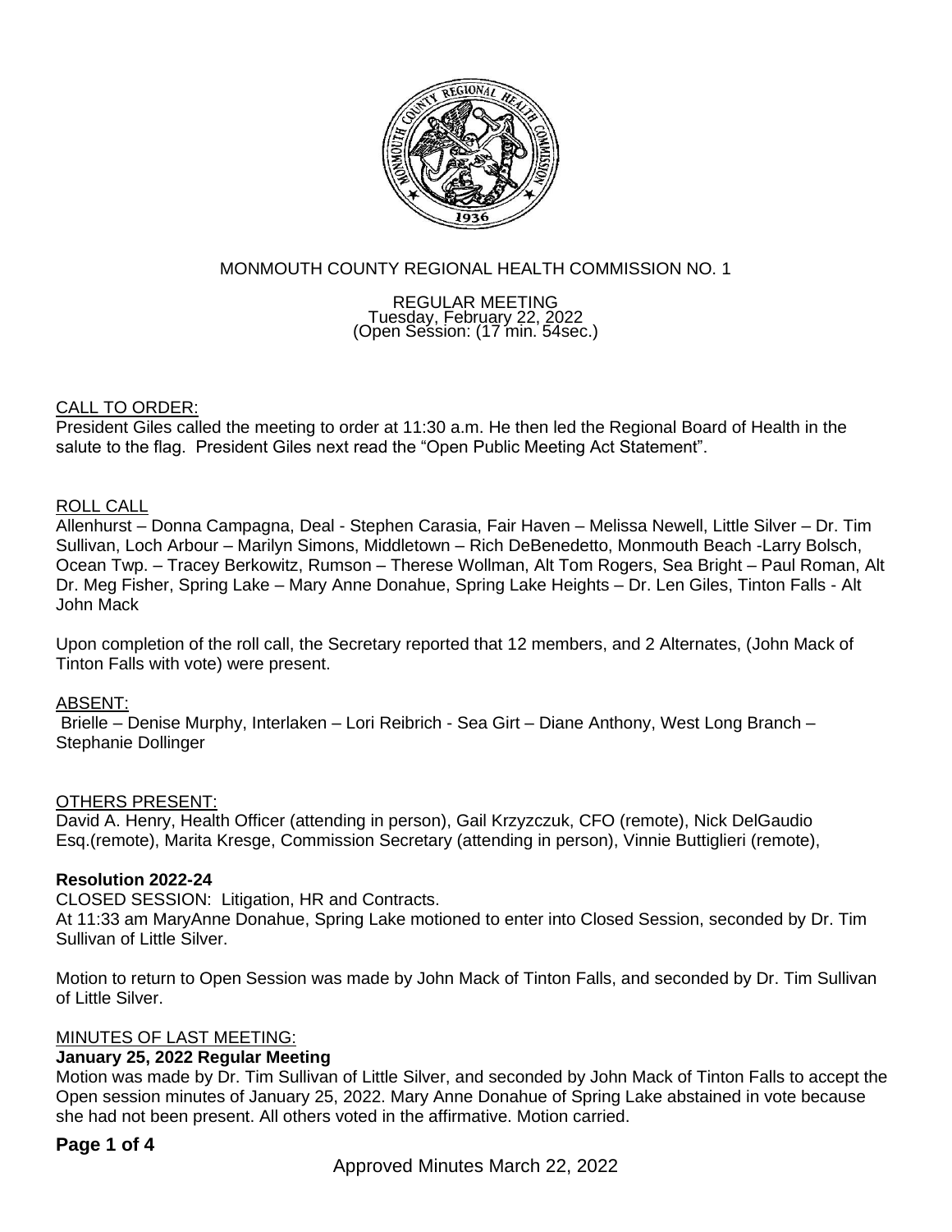# MONMOUTH COUNTY REGIONAL HEALTH COMMISSION NO. 1

REGULAR MEETING
Tuesday, February 22, 2022
(Open Session: (17 min. 54sec.)

## CALL TO ORDER:

President Giles called the meeting to order at 11:30 a.m. He then led the Regional Board of Health in the salute to the flag. President Giles next read the "Open Public Meeting Act Statement".

## ROLL CALL

Allenhurst – Donna Campagna, Deal - Stephen Carasia, Fair Haven – Melissa Newell, Little Silver – Dr. Tim Sullivan, Loch Arbour – Marilyn Simons, Middletown – Rich DeBenedetto, Monmouth Beach -Larry Bolsch, Ocean Twp. – Tracey Berkowitz, Rumson – Therese Wollman, Alt Tom Rogers, Sea Bright – Paul Roman, Alt Dr. Meg Fisher, Spring Lake – Mary Anne Donahue, Spring Lake Heights – Dr. Len Giles, Tinton Falls - Alt John Mack

Upon completion of the roll call, the Secretary reported that 12 members, and 2 Alternates, (John Mack of Tinton Falls with vote) were present.

## ABSENT:

Brielle – Denise Murphy, Interlaken – Lori Reibrich - Sea Girt – Diane Anthony, West Long Branch – Stephanie Dollinger

## OTHERS PRESENT:

David A. Henry, Health Officer (attending in person), Gail Krzyzczuk, CFO (remote), Nick DelGaudio Esq.(remote), Marita Kresge, Commission Secretary (attending in person), Vinnie Buttiglieri (remote),

**Resolution 2022-24**

CLOSED SESSION: Litigation, HR and Contracts.
At 11:33 am MaryAnne Donahue, Spring Lake motioned to enter into Closed Session, seconded by Dr. Tim Sullivan of Little Silver.

Motion to return to Open Session was made by John Mack of Tinton Falls, and seconded by Dr. Tim Sullivan of Little Silver.

## MINUTES OF LAST MEETING:

**January 25, 2022 Regular Meeting**

Motion was made by Dr. Tim Sullivan of Little Silver, and seconded by John Mack of Tinton Falls to accept the Open session minutes of January 25, 2022. Mary Anne Donahue of Spring Lake abstained in vote because she had not been present. All others voted in the affirmative. Motion carried.

Approved Minutes March 22, 2022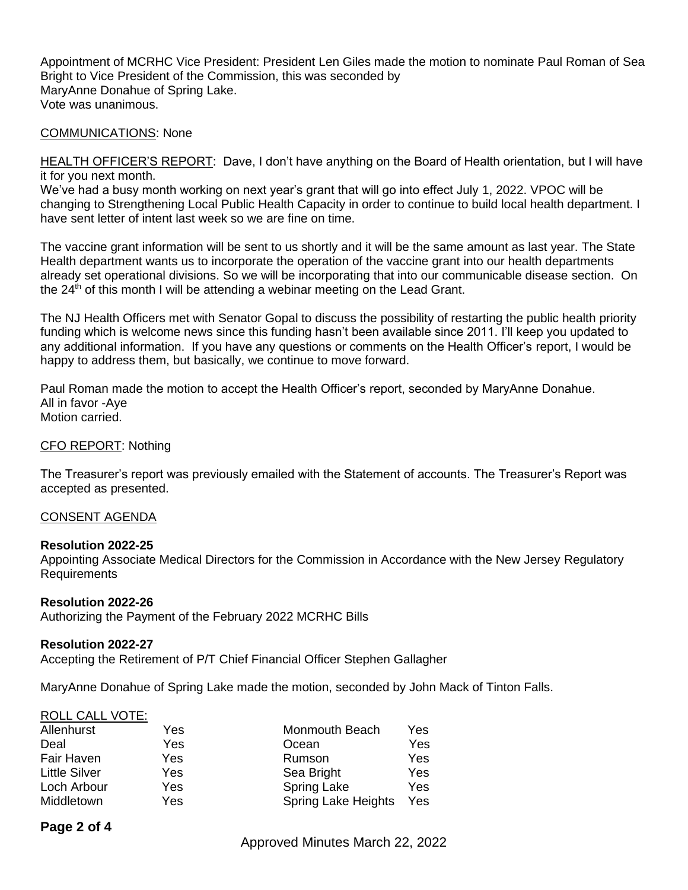Appointment of MCRHC Vice President: President Len Giles made the motion to nominate Paul Roman of Sea Bright to Vice President of the Commission, this was seconded by
MaryAnne Donahue of Spring Lake.
Vote was unanimous.

COMMUNICATIONS: None

HEALTH OFFICER'S REPORT: Dave, I don't have anything on the Board of Health orientation, but I will have it for you next month.
We've had a busy month working on next year's grant that will go into effect July 1, 2022. VPOC will be changing to Strengthening Local Public Health Capacity in order to continue to build local health department. I have sent letter of intent last week so we are fine on time.

The vaccine grant information will be sent to us shortly and it will be the same amount as last year. The State Health department wants us to incorporate the operation of the vaccine grant into our health departments already set operational divisions. So we will be incorporating that into our communicable disease section. On the 24th of this month I will be attending a webinar meeting on the Lead Grant.

The NJ Health Officers met with Senator Gopal to discuss the possibility of restarting the public health priority funding which is welcome news since this funding hasn't been available since 2011. I'll keep you updated to any additional information. If you have any questions or comments on the Health Officer's report, I would be happy to address them, but basically, we continue to move forward.

Paul Roman made the motion to accept the Health Officer's report, seconded by MaryAnne Donahue.
All in favor -Aye
Motion carried.

CFO REPORT: Nothing

The Treasurer's report was previously emailed with the Statement of accounts. The Treasurer's Report was accepted as presented.

CONSENT AGENDA

**Resolution 2022-25**
Appointing Associate Medical Directors for the Commission in Accordance with the New Jersey Regulatory Requirements

**Resolution 2022-26**
Authorizing the Payment of the February 2022 MCRHC Bills

**Resolution 2022-27**
Accepting the Retirement of P/T Chief Financial Officer Stephen Gallagher

MaryAnne Donahue of Spring Lake made the motion, seconded by John Mack of Tinton Falls.

ROLL CALL VOTE:

| | | | |
|---|---|---|---|
| Allenhurst | Yes | Monmouth Beach | Yes |
| Deal | Yes | Ocean | Yes |
| Fair Haven | Yes | Rumson | Yes |
| Little Silver | Yes | Sea Bright | Yes |
| Loch Arbour | Yes | Spring Lake | Yes |
| Middletown | Yes | Spring Lake Heights | Yes |

Approved Minutes March 22, 2022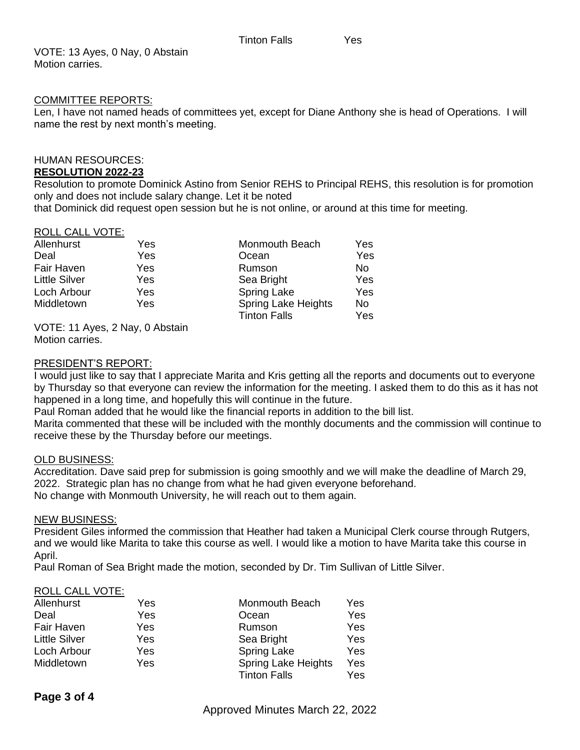| | | Tinton Falls | Yes |
|---|---|---|---|

VOTE: 13 Ayes, 0 Nay, 0 Abstain
Motion carries.

COMMITTEE REPORTS:
Len, I have not named heads of committees yet, except for Diane Anthony she is head of Operations. I will name the rest by next month's meeting.

HUMAN RESOURCES:
**RESOLUTION 2022-23**
Resolution to promote Dominick Astino from Senior REHS to Principal REHS, this resolution is for promotion only and does not include salary change. Let it be noted
that Dominick did request open session but he is not online, or around at this time for meeting.

ROLL CALL VOTE:

| | | | |
|---|---|---|---|
| Allenhurst | Yes | Monmouth Beach | Yes |
| Deal | Yes | Ocean | Yes |
| Fair Haven | Yes | Rumson | No |
| Little Silver | Yes | Sea Bright | Yes |
| Loch Arbour | Yes | Spring Lake | Yes |
| Middletown | Yes | Spring Lake Heights | No |
| | | Tinton Falls | Yes |

VOTE: 11 Ayes, 2 Nay, 0 Abstain
Motion carries.

PRESIDENT'S REPORT:
I would just like to say that I appreciate Marita and Kris getting all the reports and documents out to everyone by Thursday so that everyone can review the information for the meeting. I asked them to do this as it has not happened in a long time, and hopefully this will continue in the future.
Paul Roman added that he would like the financial reports in addition to the bill list.
Marita commented that these will be included with the monthly documents and the commission will continue to receive these by the Thursday before our meetings.

OLD BUSINESS:
Accreditation. Dave said prep for submission is going smoothly and we will make the deadline of March 29, 2022. Strategic plan has no change from what he had given everyone beforehand.
No change with Monmouth University, he will reach out to them again.

NEW BUSINESS:
President Giles informed the commission that Heather had taken a Municipal Clerk course through Rutgers, and we would like Marita to take this course as well. I would like a motion to have Marita take this course in April.
Paul Roman of Sea Bright made the motion, seconded by Dr. Tim Sullivan of Little Silver.

ROLL CALL VOTE:

| | | | |
|---|---|---|---|
| Allenhurst | Yes | Monmouth Beach | Yes |
| Deal | Yes | Ocean | Yes |
| Fair Haven | Yes | Rumson | Yes |
| Little Silver | Yes | Sea Bright | Yes |
| Loch Arbour | Yes | Spring Lake | Yes |
| Middletown | Yes | Spring Lake Heights | Yes |
| | | Tinton Falls | Yes |

Approved Minutes March 22, 2022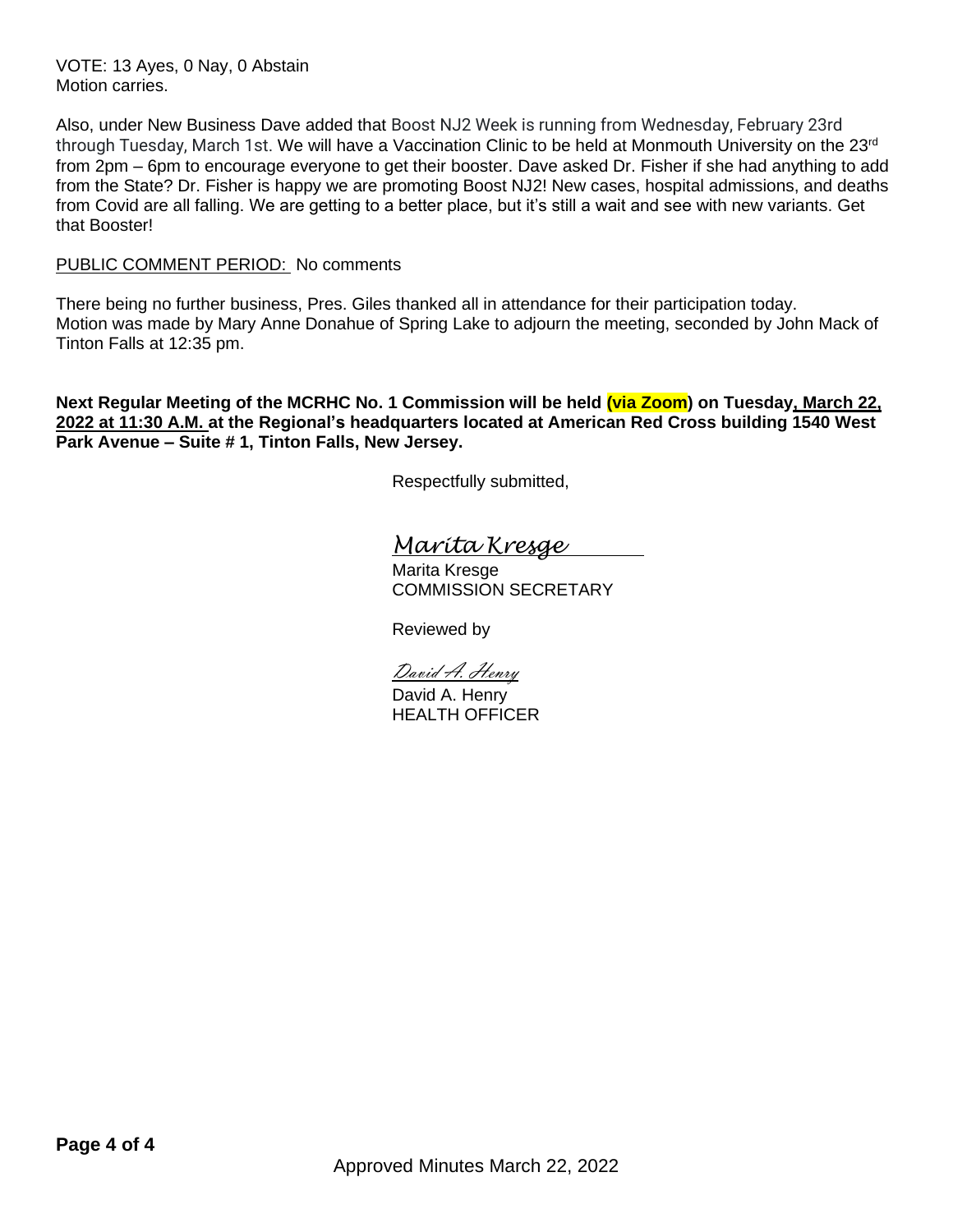VOTE: 13 Ayes, 0 Nay, 0 Abstain
Motion carries.

Also, under New Business Dave added that Boost NJ2 Week is running from Wednesday, February 23rd through Tuesday, March 1st. We will have a Vaccination Clinic to be held at Monmouth University on the 23rd from 2pm – 6pm to encourage everyone to get their booster. Dave asked Dr. Fisher if she had anything to add from the State? Dr. Fisher is happy we are promoting Boost NJ2! New cases, hospital admissions, and deaths from Covid are all falling. We are getting to a better place, but it's still a wait and see with new variants. Get that Booster!

PUBLIC COMMENT PERIOD: No comments

There being no further business, Pres. Giles thanked all in attendance for their participation today. Motion was made by Mary Anne Donahue of Spring Lake to adjourn the meeting, seconded by John Mack of Tinton Falls at 12:35 pm.

**Next Regular Meeting of the MCRHC No. 1 Commission will be held (via Zoom) on Tuesday, March 22, 2022 at 11:30 A.M. at the Regional's headquarters located at American Red Cross building 1540 West Park Avenue – Suite # 1, Tinton Falls, New Jersey.**

Respectfully submitted,

*Marita Kresge*

Marita Kresge
COMMISSION SECRETARY

Reviewed by

*David A. Henry*

David A. Henry
HEALTH OFFICER

Approved Minutes March 22, 2022